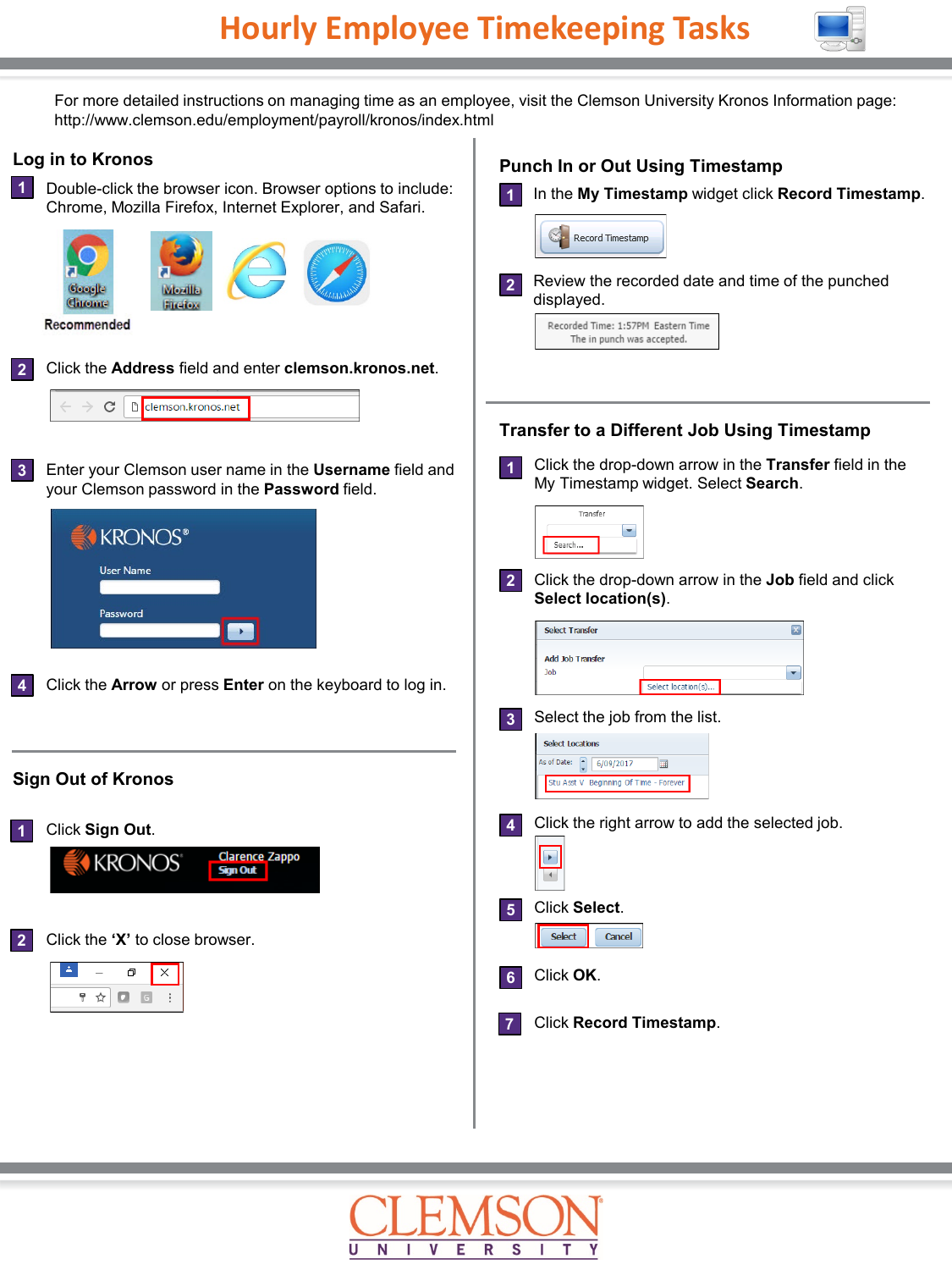# Hourly Employee Timekeeping Tasks

For more detailed instructions on managing time as an employee, visit the Clemson University Kronos Information page: http://www.clemson.edu/employment/payroll/kronos/index.html

## Log in to Kronos

1. Double-click the browser icon. Browser options to include: Chrome, Mozilla Firefox, Internet Explorer, and Safari.

   Recommended

2. Click the **Address** field and enter **clemson.kronos.net**.

3. Enter your Clemson user name in the **Username** field and your Clemson password in the **Password** field.

4. Click the **Arrow** or press **Enter** on the keyboard to log in.

## Sign Out of Kronos

1. Click **Sign Out**.

2. Click the **'X'** to close browser.

## Punch In or Out Using Timestamp

1. In the **My Timestamp** widget click **Record Timestamp**.

2. Review the recorded date and time of the punched displayed.

## Transfer to a Different Job Using Timestamp

1. Click the drop-down arrow in the **Transfer** field in the My Timestamp widget. Select **Search**.

2. Click the drop-down arrow in the **Job** field and click **Select location(s)**.

3. Select the job from the list.

4. Click the right arrow to add the selected job.

5. Click **Select**.

6. Click **OK**.

7. Click **Record Timestamp**.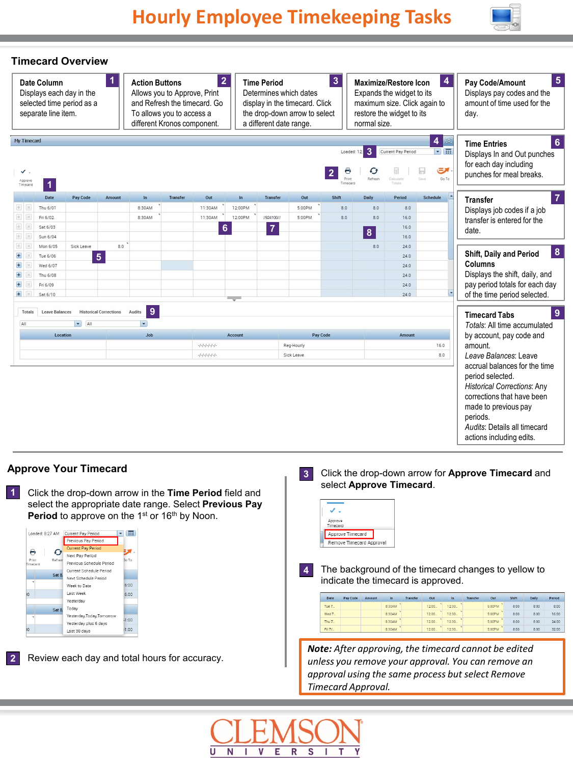# Hourly Employee Timekeeping Tasks

## Timecard Overview

**1 Date Column**
Displays each day in the selected time period as a separate line item.

**2 Action Buttons**
Allows you to Approve, Print and Refresh the timecard. Go To allows you to access a different Kronos component.

**3 Time Period**
Determines which dates display in the timecard. Click the drop-down arrow to select a different date range.

**4 Maximize/Restore Icon**
Expands the widget to its maximum size. Click again to restore the widget to its normal size.

**5 Pay Code/Amount**
Displays pay codes and the amount of time used for the day.

**6 Time Entries**
Displays In and Out punches for each day including punches for meal breaks.

**7 Transfer**
Displays job codes if a job transfer is entered for the date.

**8 Shift, Daily and Period Columns**
Displays the shift, daily, and pay period totals for each day of the time period selected.

**9 Timecard Tabs**
*Totals*: All time accumulated by account, pay code and amount.
*Leave Balances*: Leave accrual balances for the time period selected.
*Historical Corrections*: Any corrections that have been made to previous pay periods.
*Audits*: Details all timecard actions including edits.

My Timecard

Loaded: 12 | Current Pay Period

Approve Timecard | Print Timecard | Refresh | Calculate Totals | Save | Go To

| Date | Pay Code | Amount | In | Transfer | Out | In | Transfer | Out | Shift | Daily | Period | Schedule |
|---|---|---|---|---|---|---|---|---|---|---|---|---|
| Thu 6/01 | | | 8:30AM | | 11:30AM | 12:00PM | | 5:00PM | 8.0 | 8.0 | 8.0 | |
| Fri 6/02 | | | 8:30AM | | 11:30AM | 12:00PM | //924100/// | 5:00PM | 8.0 | 8.0 | 16.0 | |
| Sat 6/03 | | | | | | | | | | | 16.0 | |
| Sun 6/04 | | | | | | | | | | | 16.0 | |
| Mon 6/05 | Sick Leave | 8.0 | | | | | | | | 8.0 | 24.0 | |
| Tue 6/06 | | | | | | | | | | | 24.0 | |
| Wed 6/07 | | | | | | | | | | | 24.0 | |
| Thu 6/08 | | | | | | | | | | | 24.0 | |
| Fri 6/09 | | | | | | | | | | | 24.0 | |
| Sat 6/10 | | | | | | | | | | | 24.0 | |

Totals | Leave Balances | Historical Corrections | Audits

| Location | Job | Account | Pay Code | Amount |
|---|---|---|---|---|
| | | -/-/-/-/-/- | Reg-Hourly | 16.0 |
| | | -/-/-/-/-/- | Sick Leave | 8.0 |

## Approve Your Timecard

**1** Click the drop-down arrow in the **Time Period** field and select the appropriate date range. Select **Previous Pay Period** to approve on the 1st or 16th by Noon.

Loaded: 8:27 AM | Current Pay Period
- Previous Pay Period
- Current Pay Period
- Next Pay Period
- Previous Schedule Period
- Current Schedule Period
- Next Schedule Period
- Week to Date
- Last Week
- Yesterday
- Today
- Yesterday,Today,Tomorrow
- Yesterday plus 6 days
- Last 30 days

**2** Review each day and total hours for accuracy.

**3** Click the drop-down arrow for **Approve Timecard** and select **Approve Timecard**.

Approve Timecard
- Approve Timecard
- Remove Timecard Approval

**4** The background of the timecard changes to yellow to indicate the timecard is approved.

| Date | Pay Code | Amount | In | Transfer | Out | In | Transfer | Out | Shift | Daily | Period |
|---|---|---|---|---|---|---|---|---|---|---|---|
| Tue 7... | | | 8:30AM | | 12:00... | 12:30... | | 5:00PM | 8:00 | 8:00 | 8:00 |
| Wed 7... | | | 8:30AM | | 12:00... | 12:30... | | 5:00PM | 8:00 | 8:00 | 16:00 |
| Thu 7... | | | 8:30AM | | 12:00... | 12:30... | | 5:00PM | 8:00 | 8:00 | 24:00 |
| Fri 7/... | | | 8:30AM | | 12:00... | 12:30... | | 5:00PM | 8:00 | 8:00 | 32:00 |

***Note:** After approving, the timecard cannot be edited unless you remove your approval. You can remove an approval using the same process but select Remove Timecard Approval.*

CLEMSON UNIVERSITY